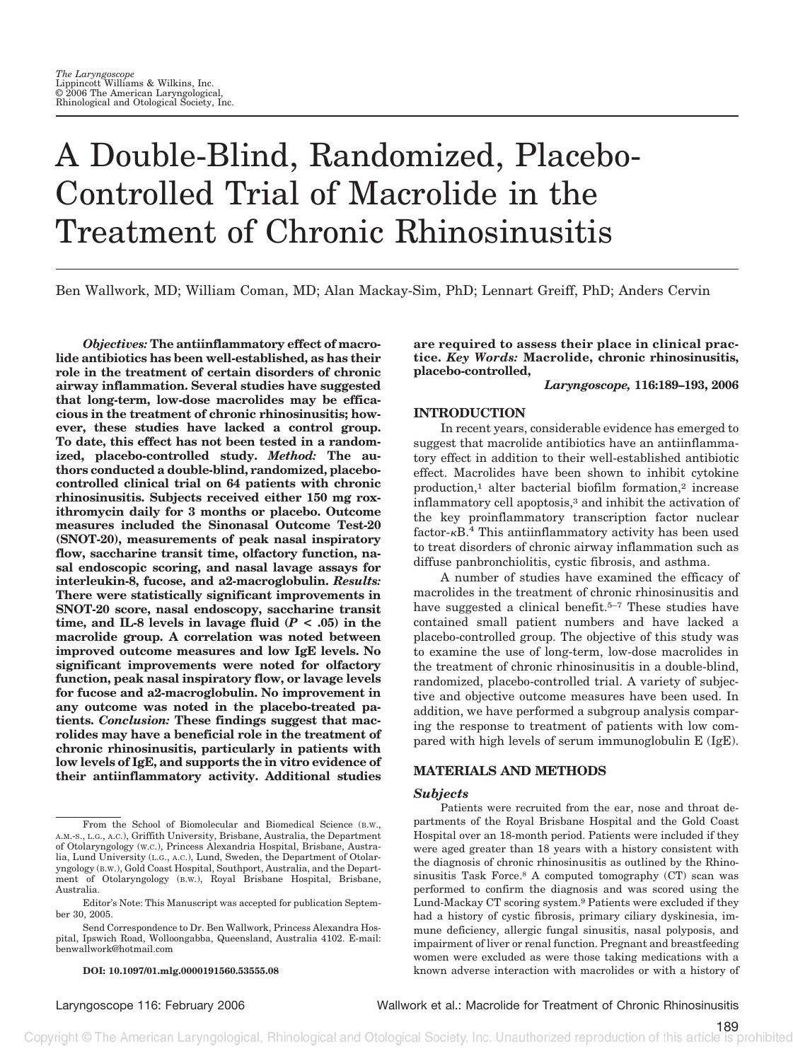The Laryngoscope
Lippincott Williams & Wilkins, Inc.
© 2006 The American Laryngological, Rhinological and Otological Society, Inc.

# A Double-Blind, Randomized, Placebo-Controlled Trial of Macrolide in the Treatment of Chronic Rhinosinusitis

Ben Wallwork, MD; William Coman, MD; Alan Mackay-Sim, PhD; Lennart Greiff, PhD; Anders Cervin

***Objectives:*** **The antiinflammatory effect of macrolide antibiotics has been well-established, as has their role in the treatment of certain disorders of chronic airway inflammation. Several studies have suggested that long-term, low-dose macrolides may be efficacious in the treatment of chronic rhinosinusitis; however, these studies have lacked a control group. To date, this effect has not been tested in a randomized, placebo-controlled study.** ***Method:*** **The authors conducted a double-blind, randomized, placebo-controlled clinical trial on 64 patients with chronic rhinosinusitis. Subjects received either 150 mg roxithromycin daily for 3 months or placebo. Outcome measures included the Sinonasal Outcome Test-20 (SNOT-20), measurements of peak nasal inspiratory flow, saccharine transit time, olfactory function, nasal endoscopic scoring, and nasal lavage assays for interleukin-8, fucose, and a2-macroglobulin.** ***Results:*** **There were statistically significant improvements in SNOT-20 score, nasal endoscopy, saccharine transit time, and IL-8 levels in lavage fluid ($P < .05$) in the macrolide group. A correlation was noted between improved outcome measures and low IgE levels. No significant improvements were noted for olfactory function, peak nasal inspiratory flow, or lavage levels for fucose and a2-macroglobulin. No improvement in any outcome was noted in the placebo-treated patients.** ***Conclusion:*** **These findings suggest that macrolides may have a beneficial role in the treatment of chronic rhinosinusitis, particularly in patients with low levels of IgE, and supports the in vitro evidence of their antiinflammatory activity. Additional studies are required to assess their place in clinical practice.** ***Key Words:*** **Macrolide, chronic rhinosinusitis, placebo-controlled,**

***Laryngoscope,* 116:189–193, 2006**

From the School of Biomolecular and Biomedical Science (B.W., A.M.-S., L.G., A.C.), Griffith University, Brisbane, Australia, the Department of Otolaryngology (W.C.), Princess Alexandria Hospital, Brisbane, Australia, Lund University (L.G., A.C.), Lund, Sweden, the Department of Otolaryngology (B.W.), Gold Coast Hospital, Southport, Australia, and the Department of Otolaryngology (B.W.), Royal Brisbane Hospital, Brisbane, Australia.

Editor's Note: This Manuscript was accepted for publication September 30, 2005.

Send Correspondence to Dr. Ben Wallwork, Princess Alexandra Hospital, Ipswich Road, Wolloongabba, Queensland, Australia 4102. E-mail: benwallwork@hotmail.com

**DOI: 10.1097/01.mlg.0000191560.53555.08**

## INTRODUCTION

In recent years, considerable evidence has emerged to suggest that macrolide antibiotics have an antiinflammatory effect in addition to their well-established antibiotic effect. Macrolides have been shown to inhibit cytokine production,[1] alter bacterial biofilm formation,[2] increase inflammatory cell apoptosis,[3] and inhibit the activation of the key proinflammatory transcription factor nuclear factor-κB.[4] This antiinflammatory activity has been used to treat disorders of chronic airway inflammation such as diffuse panbronchiolitis, cystic fibrosis, and asthma.

A number of studies have examined the efficacy of macrolides in the treatment of chronic rhinosinusitis and have suggested a clinical benefit.[5–7] These studies have contained small patient numbers and have lacked a placebo-controlled group. The objective of this study was to examine the use of long-term, low-dose macrolides in the treatment of chronic rhinosinusitis in a double-blind, randomized, placebo-controlled trial. A variety of subjective and objective outcome measures have been used. In addition, we have performed a subgroup analysis comparing the response to treatment of patients with low compared with high levels of serum immunoglobulin E (IgE).

## MATERIALS AND METHODS

### Subjects

Patients were recruited from the ear, nose and throat departments of the Royal Brisbane Hospital and the Gold Coast Hospital over an 18-month period. Patients were included if they were aged greater than 18 years with a history consistent with the diagnosis of chronic rhinosinusitis as outlined by the Rhinosinusitis Task Force.[8] A computed tomography (CT) scan was performed to confirm the diagnosis and was scored using the Lund-Mackay CT scoring system.[9] Patients were excluded if they had a history of cystic fibrosis, primary ciliary dyskinesia, immune deficiency, allergic fungal sinusitis, nasal polyposis, and impairment of liver or renal function. Pregnant and breastfeeding women were excluded as were those taking medications with a known adverse interaction with macrolides or with a history of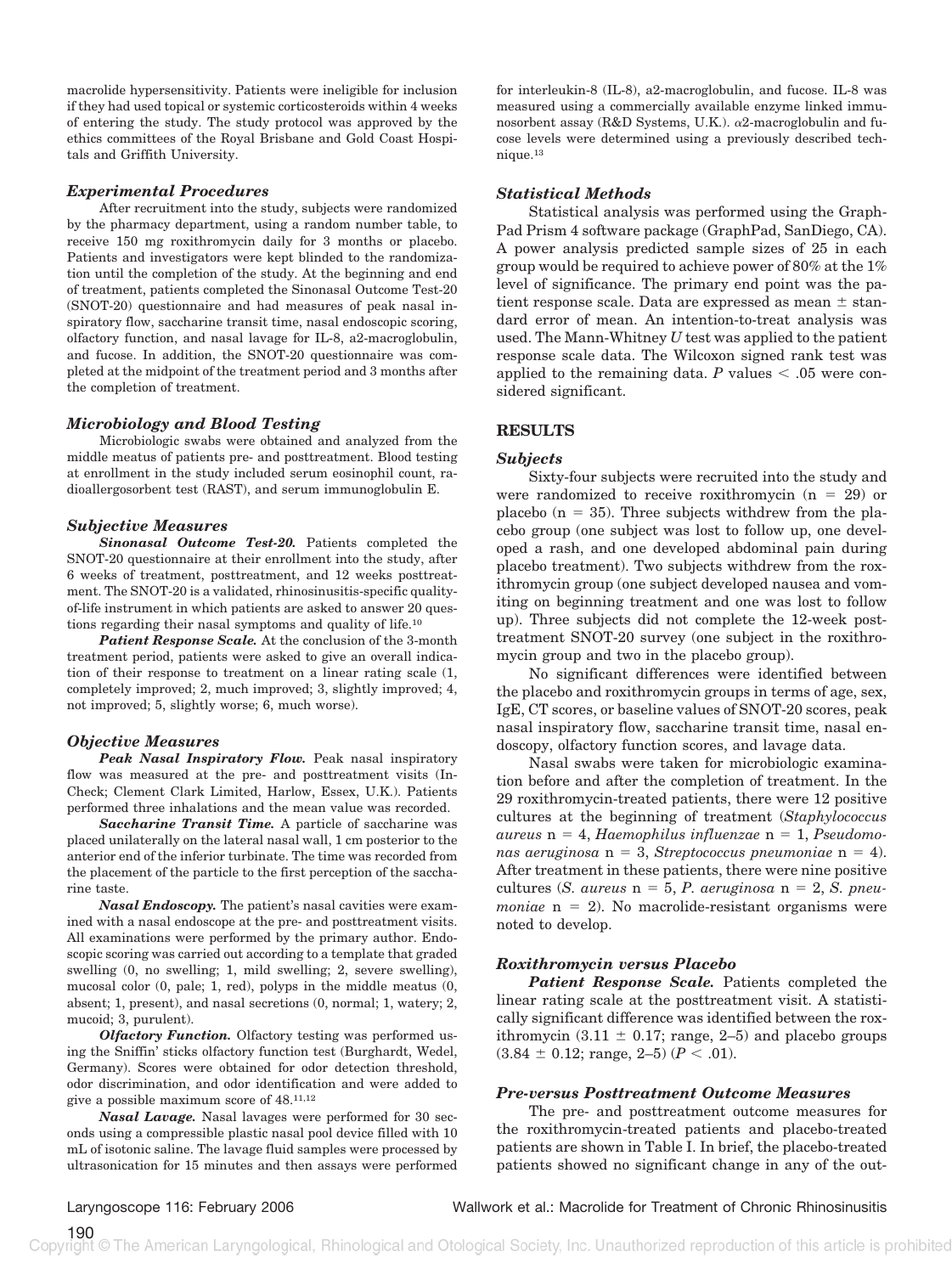macrolide hypersensitivity. Patients were ineligible for inclusion if they had used topical or systemic corticosteroids within 4 weeks of entering the study. The study protocol was approved by the ethics committees of the Royal Brisbane and Gold Coast Hospitals and Griffith University.

### *Experimental Procedures*

After recruitment into the study, subjects were randomized by the pharmacy department, using a random number table, to receive 150 mg roxithromycin daily for 3 months or placebo. Patients and investigators were kept blinded to the randomization until the completion of the study. At the beginning and end of treatment, patients completed the Sinonasal Outcome Test-20 (SNOT-20) questionnaire and had measures of peak nasal inspiratory flow, saccharine transit time, nasal endoscopic scoring, olfactory function, and nasal lavage for IL-8, a2-macroglobulin, and fucose. In addition, the SNOT-20 questionnaire was completed at the midpoint of the treatment period and 3 months after the completion of treatment.

### *Microbiology and Blood Testing*

Microbiologic swabs were obtained and analyzed from the middle meatus of patients pre- and posttreatment. Blood testing at enrollment in the study included serum eosinophil count, radioallergosorbent test (RAST), and serum immunoglobulin E.

### *Subjective Measures*

***Sinonasal Outcome Test-20.*** Patients completed the SNOT-20 questionnaire at their enrollment into the study, after 6 weeks of treatment, posttreatment, and 12 weeks posttreatment. The SNOT-20 is a validated, rhinosinusitis-specific quality-of-life instrument in which patients are asked to answer 20 questions regarding their nasal symptoms and quality of life.[10]

***Patient Response Scale.*** At the conclusion of the 3-month treatment period, patients were asked to give an overall indication of their response to treatment on a linear rating scale (1, completely improved; 2, much improved; 3, slightly improved; 4, not improved; 5, slightly worse; 6, much worse).

### *Objective Measures*

***Peak Nasal Inspiratory Flow.*** Peak nasal inspiratory flow was measured at the pre- and posttreatment visits (In-Check; Clement Clark Limited, Harlow, Essex, U.K.). Patients performed three inhalations and the mean value was recorded.

***Saccharine Transit Time.*** A particle of saccharine was placed unilaterally on the lateral nasal wall, 1 cm posterior to the anterior end of the inferior turbinate. The time was recorded from the placement of the particle to the first perception of the saccharine taste.

***Nasal Endoscopy.*** The patient's nasal cavities were examined with a nasal endoscope at the pre- and posttreatment visits. All examinations were performed by the primary author. Endoscopic scoring was carried out according to a template that graded swelling (0, no swelling; 1, mild swelling; 2, severe swelling), mucosal color (0, pale; 1, red), polyps in the middle meatus (0, absent; 1, present), and nasal secretions (0, normal; 1, watery; 2, mucoid; 3, purulent).

***Olfactory Function.*** Olfactory testing was performed using the Sniffin' sticks olfactory function test (Burghardt, Wedel, Germany). Scores were obtained for odor detection threshold, odor discrimination, and odor identification and were added to give a possible maximum score of 48.[11,12]

***Nasal Lavage.*** Nasal lavages were performed for 30 seconds using a compressible plastic nasal pool device filled with 10 mL of isotonic saline. The lavage fluid samples were processed by ultrasonication for 15 minutes and then assays were performed for interleukin-8 (IL-8), a2-macroglobulin, and fucose. IL-8 was measured using a commercially available enzyme linked immunosorbent assay (R&D Systems, U.K.). $\alpha$2-macroglobulin and fucose levels were determined using a previously described technique.[13]

### *Statistical Methods*

Statistical analysis was performed using the GraphPad Prism 4 software package (GraphPad, SanDiego, CA). A power analysis predicted sample sizes of 25 in each group would be required to achieve power of 80% at the 1% level of significance. The primary end point was the patient response scale. Data are expressed as mean $\pm$ standard error of mean. An intention-to-treat analysis was used. The Mann-Whitney *U* test was applied to the patient response scale data. The Wilcoxon signed rank test was applied to the remaining data. *P* values $< .05$ were considered significant.

## RESULTS

### *Subjects*

Sixty-four subjects were recruited into the study and were randomized to receive roxithromycin ($n = 29$) or placebo ($n = 35$). Three subjects withdrew from the placebo group (one subject was lost to follow up, one developed a rash, and one developed abdominal pain during placebo treatment). Two subjects withdrew from the roxithromycin group (one subject developed nausea and vomiting on beginning treatment and one was lost to follow up). Three subjects did not complete the 12-week posttreatment SNOT-20 survey (one subject in the roxithromycin group and two in the placebo group).

No significant differences were identified between the placebo and roxithromycin groups in terms of age, sex, IgE, CT scores, or baseline values of SNOT-20 scores, peak nasal inspiratory flow, saccharine transit time, nasal endoscopy, olfactory function scores, and lavage data.

Nasal swabs were taken for microbiologic examination before and after the completion of treatment. In the 29 roxithromycin-treated patients, there were 12 positive cultures at the beginning of treatment (*Staphylococcus aureus* $n = 4$, *Haemophilus influenzae* $n = 1$, *Pseudomonas aeruginosa* $n = 3$, *Streptococcus pneumoniae* $n = 4$). After treatment in these patients, there were nine positive cultures (*S. aureus* $n = 5$, *P. aeruginosa* $n = 2$, *S. pneumoniae* $n = 2$). No macrolide-resistant organisms were noted to develop.

### *Roxithromycin versus Placebo*

***Patient Response Scale.*** Patients completed the linear rating scale at the posttreatment visit. A statistically significant difference was identified between the roxithromycin ($3.11 \pm 0.17$; range, 2–5) and placebo groups ($3.84 \pm 0.12$; range, 2–5) ($P < .01$).

### *Pre-versus Posttreatment Outcome Measures*

The pre- and posttreatment outcome measures for the roxithromycin-treated patients and placebo-treated patients are shown in Table I. In brief, the placebo-treated patients showed no significant change in any of the out-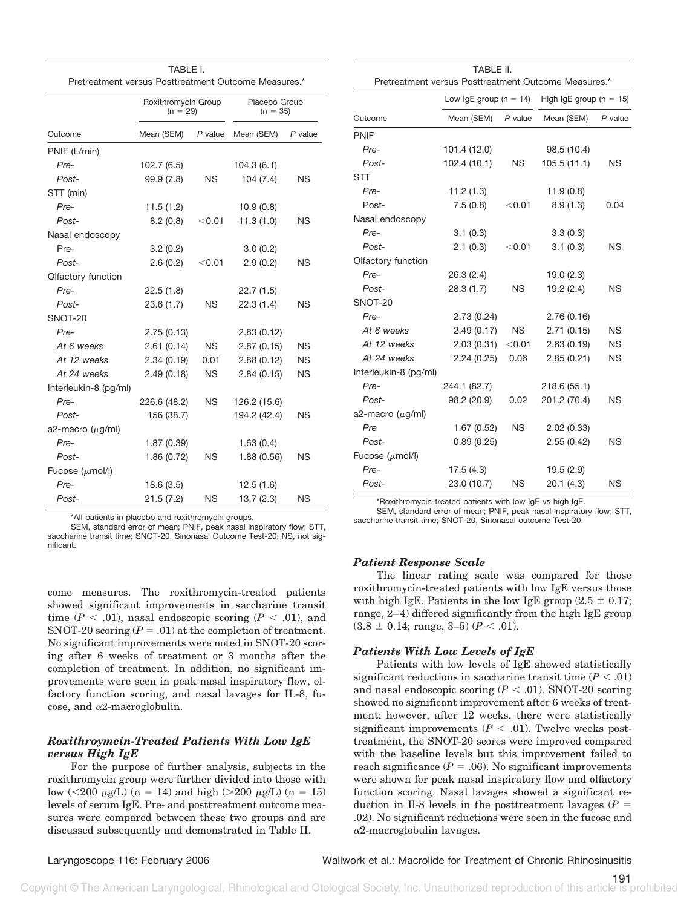TABLE I.
Pretreatment versus Posttreatment Outcome Measures.*

| Outcome | Roxithromycin Group (n = 29) | | Placebo Group (n = 35) | |
|---|---|---|---|---|
| | Mean (SEM) | *P* value | Mean (SEM) | *P* value |
| PNIF (L/min) | | | | |
| *Pre-* | 102.7 (6.5) | | 104.3 (6.1) | |
| *Post-* | 99.9 (7.8) | NS | 104 (7.4) | NS |
| STT (min) | | | | |
| *Pre-* | 11.5 (1.2) | | 10.9 (0.8) | |
| *Post-* | 8.2 (0.8) | <0.01 | 11.3 (1.0) | NS |
| Nasal endoscopy | | | | |
| Pre- | 3.2 (0.2) | | 3.0 (0.2) | |
| *Post-* | 2.6 (0.2) | <0.01 | 2.9 (0.2) | NS |
| Olfactory function | | | | |
| *Pre-* | 22.5 (1.8) | | 22.7 (1.5) | |
| *Post-* | 23.6 (1.7) | NS | 22.3 (1.4) | NS |
| SNOT-20 | | | | |
| *Pre-* | 2.75 (0.13) | | 2.83 (0.12) | |
| *At 6 weeks* | 2.61 (0.14) | NS | 2.87 (0.15) | NS |
| *At 12 weeks* | 2.34 (0.19) | 0.01 | 2.88 (0.12) | NS |
| *At 24 weeks* | 2.49 (0.18) | NS | 2.84 (0.15) | NS |
| Interleukin-8 (pg/ml) | | | | |
| *Pre-* | 226.6 (48.2) | NS | 126.2 (15.6) | |
| *Post-* | 156 (38.7) | | 194.2 (42.4) | NS |
| a2-macro (μg/ml) | | | | |
| *Pre-* | 1.87 (0.39) | | 1.63 (0.4) | |
| *Post-* | 1.86 (0.72) | NS | 1.88 (0.56) | NS |
| Fucose (μmol/l) | | | | |
| *Pre-* | 18.6 (3.5) | | 12.5 (1.6) | |
| *Post-* | 21.5 (7.2) | NS | 13.7 (2.3) | NS |

*All patients in placebo and roxithromycin groups.
SEM, standard error of mean; PNIF, peak nasal inspiratory flow; STT, saccharine transit time; SNOT-20, Sinonasal Outcome Test-20; NS, not significant.

come measures. The roxithromycin-treated patients showed significant improvements in saccharine transit time ($P < .01$), nasal endoscopic scoring ($P < .01$), and SNOT-20 scoring ($P = .01$) at the completion of treatment. No significant improvements were noted in SNOT-20 scoring after 6 weeks of treatment or 3 months after the completion of treatment. In addition, no significant improvements were seen in peak nasal inspiratory flow, olfactory function scoring, and nasal lavages for IL-8, fucose, and α2-macroglobulin.

### *Roxithroymcin-Treated Patients With Low IgE versus High IgE*

For the purpose of further analysis, subjects in the roxithromycin group were further divided into those with low (<200 μg/L) (n = 14) and high (>200 μg/L) (n = 15) levels of serum IgE. Pre- and posttreatment outcome measures were compared between these two groups and are discussed subsequently and demonstrated in Table II.

TABLE II.
Pretreatment versus Posttreatment Outcome Measures.*

| Outcome | Low IgE group (n = 14) | | High IgE group (n = 15) | |
|---|---|---|---|---|
| | Mean (SEM) | *P* value | Mean (SEM) | *P* value |
| PNIF | | | | |
| *Pre-* | 101.4 (12.0) | | 98.5 (10.4) | |
| *Post-* | 102.4 (10.1) | NS | 105.5 (11.1) | NS |
| STT | | | | |
| *Pre-* | 11.2 (1.3) | | 11.9 (0.8) | |
| Post- | 7.5 (0.8) | <0.01 | 8.9 (1.3) | 0.04 |
| Nasal endoscopy | | | | |
| *Pre-* | 3.1 (0.3) | | 3.3 (0.3) | |
| *Post-* | 2.1 (0.3) | <0.01 | 3.1 (0.3) | NS |
| Olfactory function | | | | |
| *Pre-* | 26.3 (2.4) | | 19.0 (2.3) | |
| *Post-* | 28.3 (1.7) | NS | 19.2 (2.4) | NS |
| SNOT-20 | | | | |
| *Pre-* | 2.73 (0.24) | | 2.76 (0.16) | |
| *At 6 weeks* | 2.49 (0.17) | NS | 2.71 (0.15) | NS |
| *At 12 weeks* | 2.03 (0.31) | <0.01 | 2.63 (0.19) | NS |
| *At 24 weeks* | 2.24 (0.25) | 0.06 | 2.85 (0.21) | NS |
| Interleukin-8 (pg/ml) | | | | |
| *Pre-* | 244.1 (82.7) | | 218.6 (55.1) | |
| *Post-* | 98.2 (20.9) | 0.02 | 201.2 (70.4) | NS |
| a2-macro (μg/ml) | | | | |
| *Pre* | 1.67 (0.52) | NS | 2.02 (0.33) | |
| *Post-* | 0.89 (0.25) | | 2.55 (0.42) | NS |
| Fucose (μmol/l) | | | | |
| *Pre-* | 17.5 (4.3) | | 19.5 (2.9) | |
| *Post-* | 23.0 (10.7) | NS | 20.1 (4.3) | NS |

*Roxithromycin-treated patients with low IgE vs high IgE.
SEM, standard error of mean; PNIF, peak nasal inspiratory flow; STT, saccharine transit time; SNOT-20, Sinonasal outcome Test-20.

### *Patient Response Scale*

The linear rating scale was compared for those roxithromycin-treated patients with low IgE versus those with high IgE. Patients in the low IgE group (2.5 ± 0.17; range, 2–4) differed significantly from the high IgE group (3.8 ± 0.14; range, 3–5) ($P < .01$).

### *Patients With Low Levels of IgE*

Patients with low levels of IgE showed statistically significant reductions in saccharine transit time ($P < .01$) and nasal endoscopic scoring ($P < .01$). SNOT-20 scoring showed no significant improvement after 6 weeks of treatment; however, after 12 weeks, there were statistically significant improvements ($P < .01$). Twelve weeks posttreatment, the SNOT-20 scores were improved compared with the baseline levels but this improvement failed to reach significance ($P = .06$). No significant improvements were shown for peak nasal inspiratory flow and olfactory function scoring. Nasal lavages showed a significant reduction in Il-8 levels in the posttreatment lavages ($P = .02$). No significant reductions were seen in the fucose and α2-macroglobulin lavages.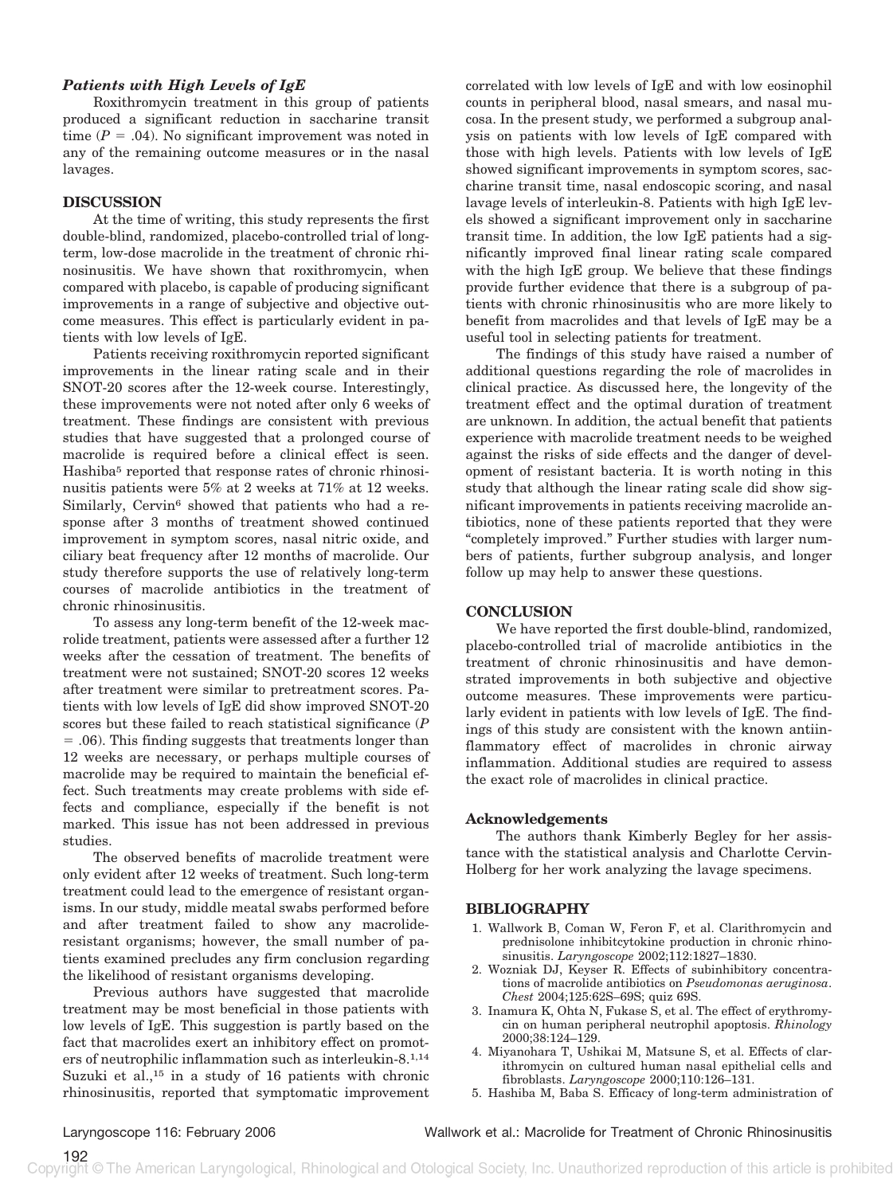### *Patients with High Levels of IgE*

Roxithromycin treatment in this group of patients produced a significant reduction in saccharine transit time ($P = .04$). No significant improvement was noted in any of the remaining outcome measures or in the nasal lavages.

## DISCUSSION

At the time of writing, this study represents the first double-blind, randomized, placebo-controlled trial of long-term, low-dose macrolide in the treatment of chronic rhinosinusitis. We have shown that roxithromycin, when compared with placebo, is capable of producing significant improvements in a range of subjective and objective outcome measures. This effect is particularly evident in patients with low levels of IgE.

Patients receiving roxithromycin reported significant improvements in the linear rating scale and in their SNOT-20 scores after the 12-week course. Interestingly, these improvements were not noted after only 6 weeks of treatment. These findings are consistent with previous studies that have suggested that a prolonged course of macrolide is required before a clinical effect is seen. Hashiba[5] reported that response rates of chronic rhinosinusitis patients were 5% at 2 weeks at 71% at 12 weeks. Similarly, Cervin[6] showed that patients who had a response after 3 months of treatment showed continued improvement in symptom scores, nasal nitric oxide, and ciliary beat frequency after 12 months of macrolide. Our study therefore supports the use of relatively long-term courses of macrolide antibiotics in the treatment of chronic rhinosinusitis.

To assess any long-term benefit of the 12-week macrolide treatment, patients were assessed after a further 12 weeks after the cessation of treatment. The benefits of treatment were not sustained; SNOT-20 scores 12 weeks after treatment were similar to pretreatment scores. Patients with low levels of IgE did show improved SNOT-20 scores but these failed to reach statistical significance ($P = .06$). This finding suggests that treatments longer than 12 weeks are necessary, or perhaps multiple courses of macrolide may be required to maintain the beneficial effect. Such treatments may create problems with side effects and compliance, especially if the benefit is not marked. This issue has not been addressed in previous studies.

The observed benefits of macrolide treatment were only evident after 12 weeks of treatment. Such long-term treatment could lead to the emergence of resistant organisms. In our study, middle meatal swabs performed before and after treatment failed to show any macrolide-resistant organisms; however, the small number of patients examined precludes any firm conclusion regarding the likelihood of resistant organisms developing.

Previous authors have suggested that macrolide treatment may be most beneficial in those patients with low levels of IgE. This suggestion is partly based on the fact that macrolides exert an inhibitory effect on promoters of neutrophilic inflammation such as interleukin-8.[1,14] Suzuki et al.,[15] in a study of 16 patients with chronic rhinosinusitis, reported that symptomatic improvement correlated with low levels of IgE and with low eosinophil counts in peripheral blood, nasal smears, and nasal mucosa. In the present study, we performed a subgroup analysis on patients with low levels of IgE compared with those with high levels. Patients with low levels of IgE showed significant improvements in symptom scores, saccharine transit time, nasal endoscopic scoring, and nasal lavage levels of interleukin-8. Patients with high IgE levels showed a significant improvement only in saccharine transit time. In addition, the low IgE patients had a significantly improved final linear rating scale compared with the high IgE group. We believe that these findings provide further evidence that there is a subgroup of patients with chronic rhinosinusitis who are more likely to benefit from macrolides and that levels of IgE may be a useful tool in selecting patients for treatment.

The findings of this study have raised a number of additional questions regarding the role of macrolides in clinical practice. As discussed here, the longevity of the treatment effect and the optimal duration of treatment are unknown. In addition, the actual benefit that patients experience with macrolide treatment needs to be weighed against the risks of side effects and the danger of development of resistant bacteria. It is worth noting in this study that although the linear rating scale did show significant improvements in patients receiving macrolide antibiotics, none of these patients reported that they were "completely improved." Further studies with larger numbers of patients, further subgroup analysis, and longer follow up may help to answer these questions.

## CONCLUSION

We have reported the first double-blind, randomized, placebo-controlled trial of macrolide antibiotics in the treatment of chronic rhinosinusitis and have demonstrated improvements in both subjective and objective outcome measures. These improvements were particularly evident in patients with low levels of IgE. The findings of this study are consistent with the known antiinflammatory effect of macrolides in chronic airway inflammation. Additional studies are required to assess the exact role of macrolides in clinical practice.

### Acknowledgements

The authors thank Kimberly Begley for her assistance with the statistical analysis and Charlotte Cervin-Holberg for her work analyzing the lavage specimens.

## BIBLIOGRAPHY

1. Wallwork B, Coman W, Feron F, et al. Clarithromycin and prednisolone inhibitcytokine production in chronic rhinosinusitis. *Laryngoscope* 2002;112:1827–1830.
2. Wozniak DJ, Keyser R. Effects of subinhibitory concentrations of macrolide antibiotics on *Pseudomonas aeruginosa*. *Chest* 2004;125:62S–69S; quiz 69S.
3. Inamura K, Ohta N, Fukase S, et al. The effect of erythromycin on human peripheral neutrophil apoptosis. *Rhinology* 2000;38:124–129.
4. Miyanohara T, Ushikai M, Matsune S, et al. Effects of clarithromycin on cultured human nasal epithelial cells and fibroblasts. *Laryngoscope* 2000;110:126–131.
5. Hashiba M, Baba S. Efficacy of long-term administration of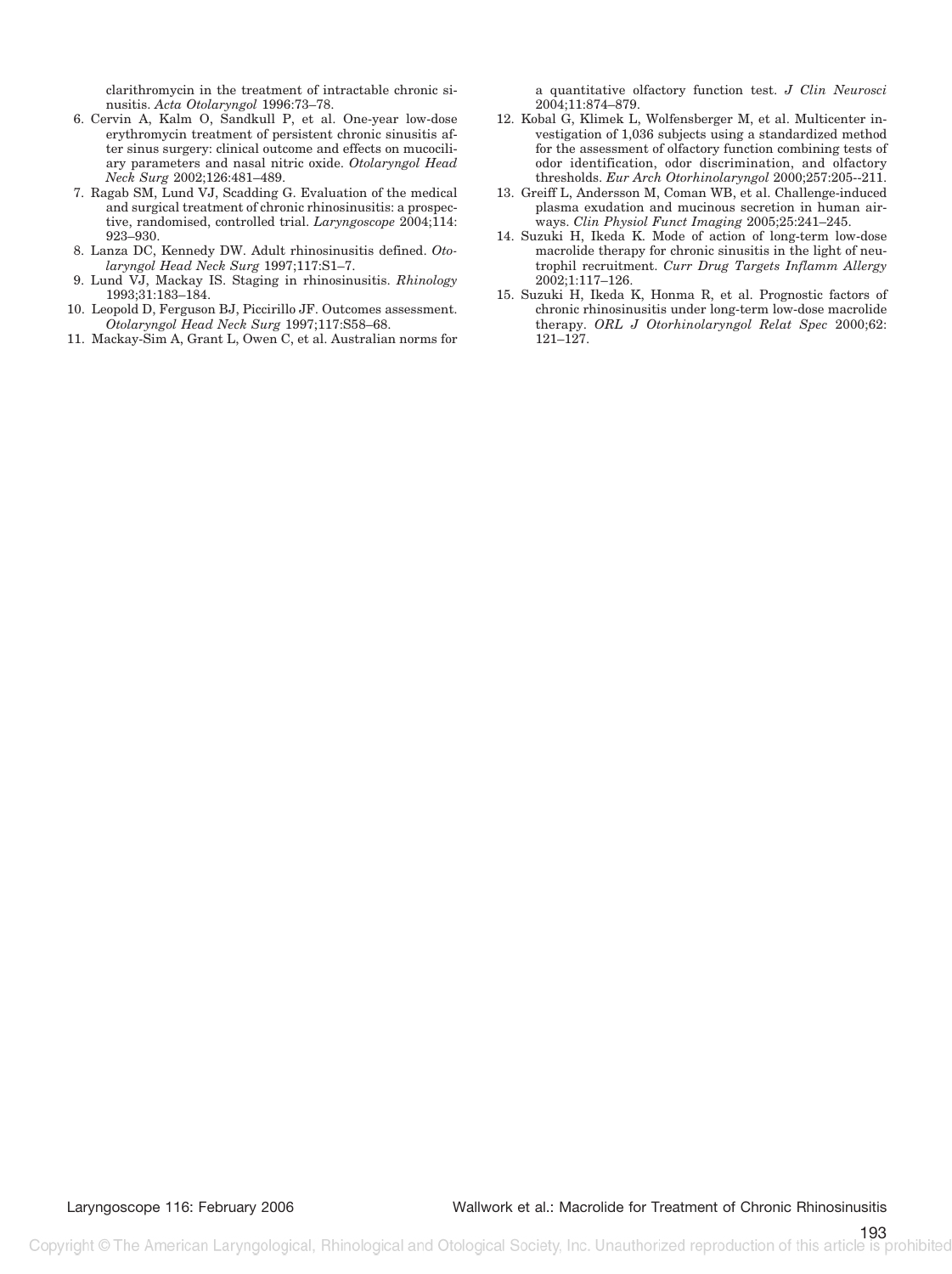clarithromycin in the treatment of intractable chronic sinusitis. *Acta Otolaryngol* 1996:73–78.

6. Cervin A, Kalm O, Sandkull P, et al. One-year low-dose erythromycin treatment of persistent chronic sinusitis after sinus surgery: clinical outcome and effects on mucociliary parameters and nasal nitric oxide. *Otolaryngol Head Neck Surg* 2002;126:481–489.
7. Ragab SM, Lund VJ, Scadding G. Evaluation of the medical and surgical treatment of chronic rhinosinusitis: a prospective, randomised, controlled trial. *Laryngoscope* 2004;114: 923–930.
8. Lanza DC, Kennedy DW. Adult rhinosinusitis defined. *Otolaryngol Head Neck Surg* 1997;117:S1–7.
9. Lund VJ, Mackay IS. Staging in rhinosinusitis. *Rhinology* 1993;31:183–184.
10. Leopold D, Ferguson BJ, Piccirillo JF. Outcomes assessment. *Otolaryngol Head Neck Surg* 1997;117:S58–68.
11. Mackay-Sim A, Grant L, Owen C, et al. Australian norms for a quantitative olfactory function test. *J Clin Neurosci* 2004;11:874–879.
12. Kobal G, Klimek L, Wolfensberger M, et al. Multicenter investigation of 1,036 subjects using a standardized method for the assessment of olfactory function combining tests of odor identification, odor discrimination, and olfactory thresholds. *Eur Arch Otorhinolaryngol* 2000;257:205--211.
13. Greiff L, Andersson M, Coman WB, et al. Challenge-induced plasma exudation and mucinous secretion in human airways. *Clin Physiol Funct Imaging* 2005;25:241–245.
14. Suzuki H, Ikeda K. Mode of action of long-term low-dose macrolide therapy for chronic sinusitis in the light of neutrophil recruitment. *Curr Drug Targets Inflamm Allergy* 2002;1:117–126.
15. Suzuki H, Ikeda K, Honma R, et al. Prognostic factors of chronic rhinosinusitis under long-term low-dose macrolide therapy. *ORL J Otorhinolaryngol Relat Spec* 2000;62: 121–127.